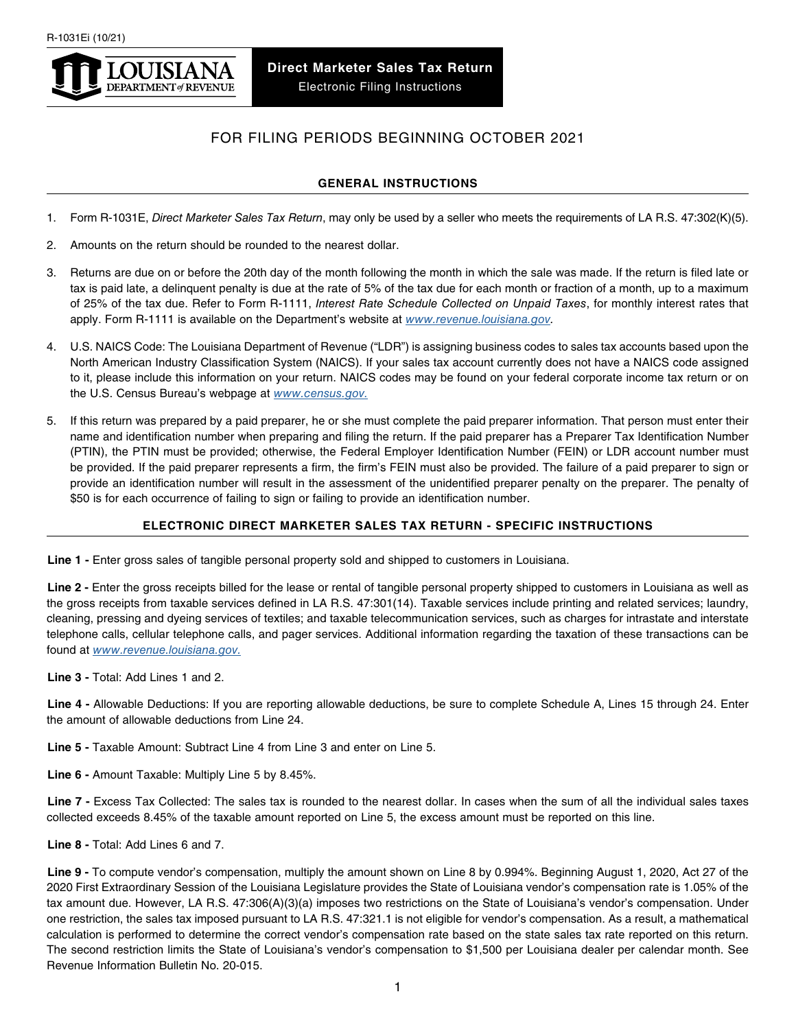R-1031Ei (10/21)

LOUISIANA DEPARTMENT *of* REVENUE

# Direct Marketer Sales Tax Return

Electronic Filing Instructions

## FOR FILING PERIODS BEGINNING OCTOBER 2021

### GENERAL INSTRUCTIONS

1. Form R-1031E, *Direct Marketer Sales Tax Return*, may only be used by a seller who meets the requirements of LA R.S. 47:302(K)(5).
2. Amounts on the return should be rounded to the nearest dollar.
3. Returns are due on or before the 20th day of the month following the month in which the sale was made. If the return is filed late or tax is paid late, a delinquent penalty is due at the rate of 5% of the tax due for each month or fraction of a month, up to a maximum of 25% of the tax due. Refer to Form R-1111, *Interest Rate Schedule Collected on Unpaid Taxes*, for monthly interest rates that apply. Form R-1111 is available on the Department's website at www.revenue.louisiana.gov.
4. U.S. NAICS Code: The Louisiana Department of Revenue ("LDR") is assigning business codes to sales tax accounts based upon the North American Industry Classification System (NAICS). If your sales tax account currently does not have a NAICS code assigned to it, please include this information on your return. NAICS codes may be found on your federal corporate income tax return or on the U.S. Census Bureau's webpage at www.census.gov.
5. If this return was prepared by a paid preparer, he or she must complete the paid preparer information. That person must enter their name and identification number when preparing and filing the return. If the paid preparer has a Preparer Tax Identification Number (PTIN), the PTIN must be provided; otherwise, the Federal Employer Identification Number (FEIN) or LDR account number must be provided. If the paid preparer represents a firm, the firm's FEIN must also be provided. The failure of a paid preparer to sign or provide an identification number will result in the assessment of the unidentified preparer penalty on the preparer. The penalty of $50 is for each occurrence of failing to sign or failing to provide an identification number.

### ELECTRONIC DIRECT MARKETER SALES TAX RETURN - SPECIFIC INSTRUCTIONS

**Line 1 -** Enter gross sales of tangible personal property sold and shipped to customers in Louisiana.

**Line 2 -** Enter the gross receipts billed for the lease or rental of tangible personal property shipped to customers in Louisiana as well as the gross receipts from taxable services defined in LA R.S. 47:301(14). Taxable services include printing and related services; laundry, cleaning, pressing and dyeing services of textiles; and taxable telecommunication services, such as charges for intrastate and interstate telephone calls, cellular telephone calls, and pager services. Additional information regarding the taxation of these transactions can be found at www.revenue.louisiana.gov.

**Line 3 -** Total: Add Lines 1 and 2.

**Line 4 -** Allowable Deductions: If you are reporting allowable deductions, be sure to complete Schedule A, Lines 15 through 24. Enter the amount of allowable deductions from Line 24.

**Line 5 -** Taxable Amount: Subtract Line 4 from Line 3 and enter on Line 5.

**Line 6 -** Amount Taxable: Multiply Line 5 by 8.45%.

**Line 7 -** Excess Tax Collected: The sales tax is rounded to the nearest dollar. In cases when the sum of all the individual sales taxes collected exceeds 8.45% of the taxable amount reported on Line 5, the excess amount must be reported on this line.

**Line 8 -** Total: Add Lines 6 and 7.

**Line 9 -** To compute vendor's compensation, multiply the amount shown on Line 8 by 0.994%. Beginning August 1, 2020, Act 27 of the 2020 First Extraordinary Session of the Louisiana Legislature provides the State of Louisiana vendor's compensation rate is 1.05% of the tax amount due. However, LA R.S. 47:306(A)(3)(a) imposes two restrictions on the State of Louisiana's vendor's compensation. Under one restriction, the sales tax imposed pursuant to LA R.S. 47:321.1 is not eligible for vendor's compensation. As a result, a mathematical calculation is performed to determine the correct vendor's compensation rate based on the state sales tax rate reported on this return. The second restriction limits the State of Louisiana's vendor's compensation to $1,500 per Louisiana dealer per calendar month. See Revenue Information Bulletin No. 20-015.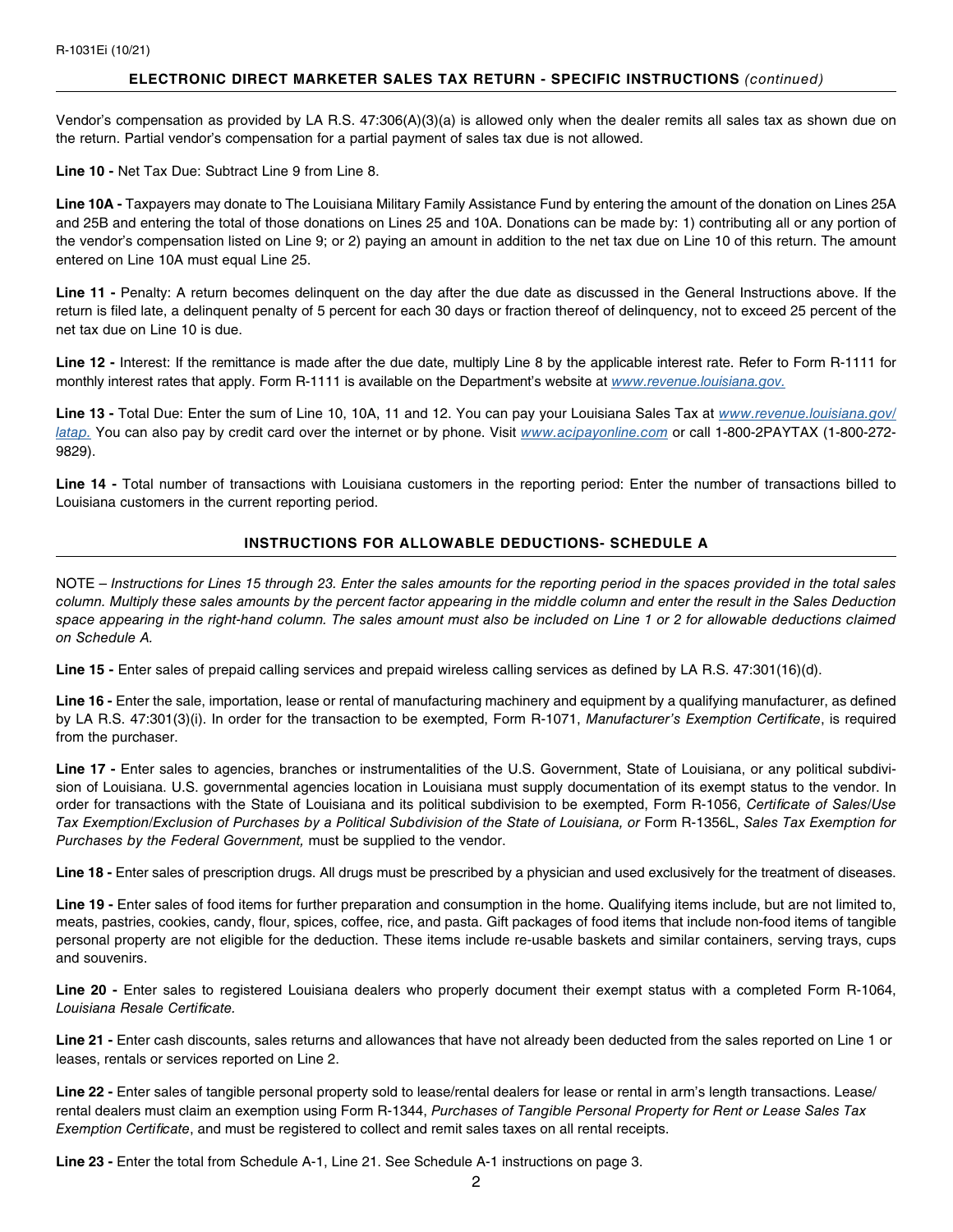## ELECTRONIC DIRECT MARKETER SALES TAX RETURN - SPECIFIC INSTRUCTIONS *(continued)*

Vendor's compensation as provided by LA R.S. 47:306(A)(3)(a) is allowed only when the dealer remits all sales tax as shown due on the return. Partial vendor's compensation for a partial payment of sales tax due is not allowed.

**Line 10 -** Net Tax Due: Subtract Line 9 from Line 8.

**Line 10A -** Taxpayers may donate to The Louisiana Military Family Assistance Fund by entering the amount of the donation on Lines 25A and 25B and entering the total of those donations on Lines 25 and 10A. Donations can be made by: 1) contributing all or any portion of the vendor's compensation listed on Line 9; or 2) paying an amount in addition to the net tax due on Line 10 of this return. The amount entered on Line 10A must equal Line 25.

**Line 11 -** Penalty: A return becomes delinquent on the day after the due date as discussed in the General Instructions above. If the return is filed late, a delinquent penalty of 5 percent for each 30 days or fraction thereof of delinquency, not to exceed 25 percent of the net tax due on Line 10 is due.

**Line 12 -** Interest: If the remittance is made after the due date, multiply Line 8 by the applicable interest rate. Refer to Form R-1111 for monthly interest rates that apply. Form R-1111 is available on the Department's website at *www.revenue.louisiana.gov.*

**Line 13 -** Total Due: Enter the sum of Line 10, 10A, 11 and 12. You can pay your Louisiana Sales Tax at *www.revenue.louisiana.gov/latap.* You can also pay by credit card over the internet or by phone. Visit *www.acipayonline.com* or call 1-800-2PAYTAX (1-800-272-9829).

**Line 14 -** Total number of transactions with Louisiana customers in the reporting period: Enter the number of transactions billed to Louisiana customers in the current reporting period.

## INSTRUCTIONS FOR ALLOWABLE DEDUCTIONS- SCHEDULE A

NOTE – *Instructions for Lines 15 through 23. Enter the sales amounts for the reporting period in the spaces provided in the total sales column. Multiply these sales amounts by the percent factor appearing in the middle column and enter the result in the Sales Deduction space appearing in the right-hand column. The sales amount must also be included on Line 1 or 2 for allowable deductions claimed on Schedule A.*

**Line 15 -** Enter sales of prepaid calling services and prepaid wireless calling services as defined by LA R.S. 47:301(16)(d).

**Line 16 -** Enter the sale, importation, lease or rental of manufacturing machinery and equipment by a qualifying manufacturer, as defined by LA R.S. 47:301(3)(i). In order for the transaction to be exempted, Form R-1071, *Manufacturer's Exemption Certificate*, is required from the purchaser.

**Line 17 -** Enter sales to agencies, branches or instrumentalities of the U.S. Government, State of Louisiana, or any political subdivision of Louisiana. U.S. governmental agencies location in Louisiana must supply documentation of its exempt status to the vendor. In order for transactions with the State of Louisiana and its political subdivision to be exempted, Form R-1056, *Certificate of Sales/Use Tax Exemption/Exclusion of Purchases by a Political Subdivision of the State of Louisiana, or* Form R-1356L, *Sales Tax Exemption for Purchases by the Federal Government,* must be supplied to the vendor.

**Line 18 -** Enter sales of prescription drugs. All drugs must be prescribed by a physician and used exclusively for the treatment of diseases.

**Line 19 -** Enter sales of food items for further preparation and consumption in the home. Qualifying items include, but are not limited to, meats, pastries, cookies, candy, flour, spices, coffee, rice, and pasta. Gift packages of food items that include non-food items of tangible personal property are not eligible for the deduction. These items include re-usable baskets and similar containers, serving trays, cups and souvenirs.

**Line 20 -** Enter sales to registered Louisiana dealers who properly document their exempt status with a completed Form R-1064, *Louisiana Resale Certificate.*

**Line 21 -** Enter cash discounts, sales returns and allowances that have not already been deducted from the sales reported on Line 1 or leases, rentals or services reported on Line 2.

**Line 22 -** Enter sales of tangible personal property sold to lease/rental dealers for lease or rental in arm's length transactions. Lease/rental dealers must claim an exemption using Form R-1344, *Purchases of Tangible Personal Property for Rent or Lease Sales Tax Exemption Certificate*, and must be registered to collect and remit sales taxes on all rental receipts.

**Line 23 -** Enter the total from Schedule A-1, Line 21. See Schedule A-1 instructions on page 3.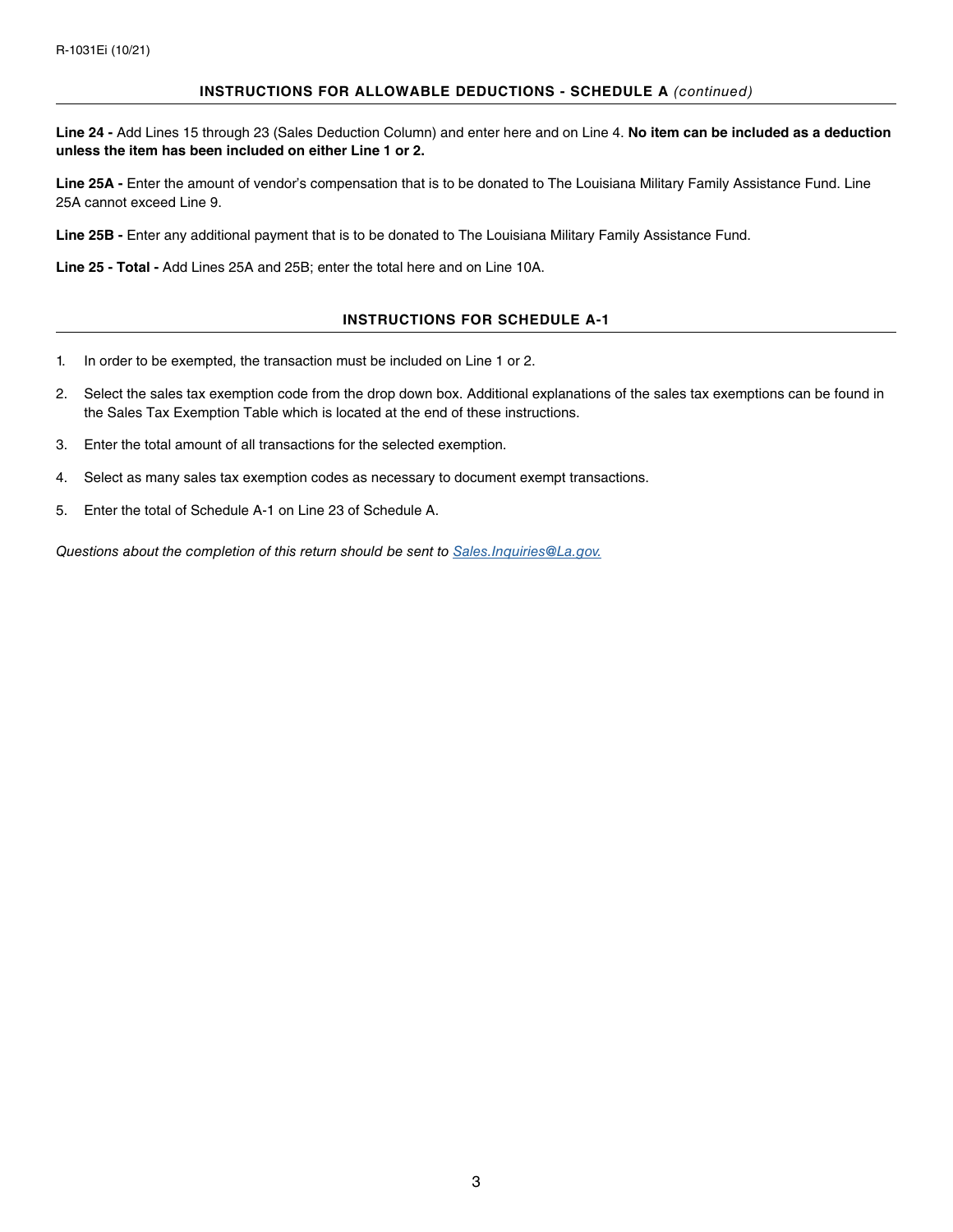### INSTRUCTIONS FOR ALLOWABLE DEDUCTIONS - SCHEDULE A *(continued)*

**Line 24 -** Add Lines 15 through 23 (Sales Deduction Column) and enter here and on Line 4. **No item can be included as a deduction unless the item has been included on either Line 1 or 2.**

**Line 25A -** Enter the amount of vendor's compensation that is to be donated to The Louisiana Military Family Assistance Fund. Line 25A cannot exceed Line 9.

**Line 25B -** Enter any additional payment that is to be donated to The Louisiana Military Family Assistance Fund.

**Line 25 - Total -** Add Lines 25A and 25B; enter the total here and on Line 10A.

### INSTRUCTIONS FOR SCHEDULE A-1

1. In order to be exempted, the transaction must be included on Line 1 or 2.
2. Select the sales tax exemption code from the drop down box. Additional explanations of the sales tax exemptions can be found in the Sales Tax Exemption Table which is located at the end of these instructions.
3. Enter the total amount of all transactions for the selected exemption.
4. Select as many sales tax exemption codes as necessary to document exempt transactions.
5. Enter the total of Schedule A-1 on Line 23 of Schedule A.

*Questions about the completion of this return should be sent to Sales.Inquiries@La.gov.*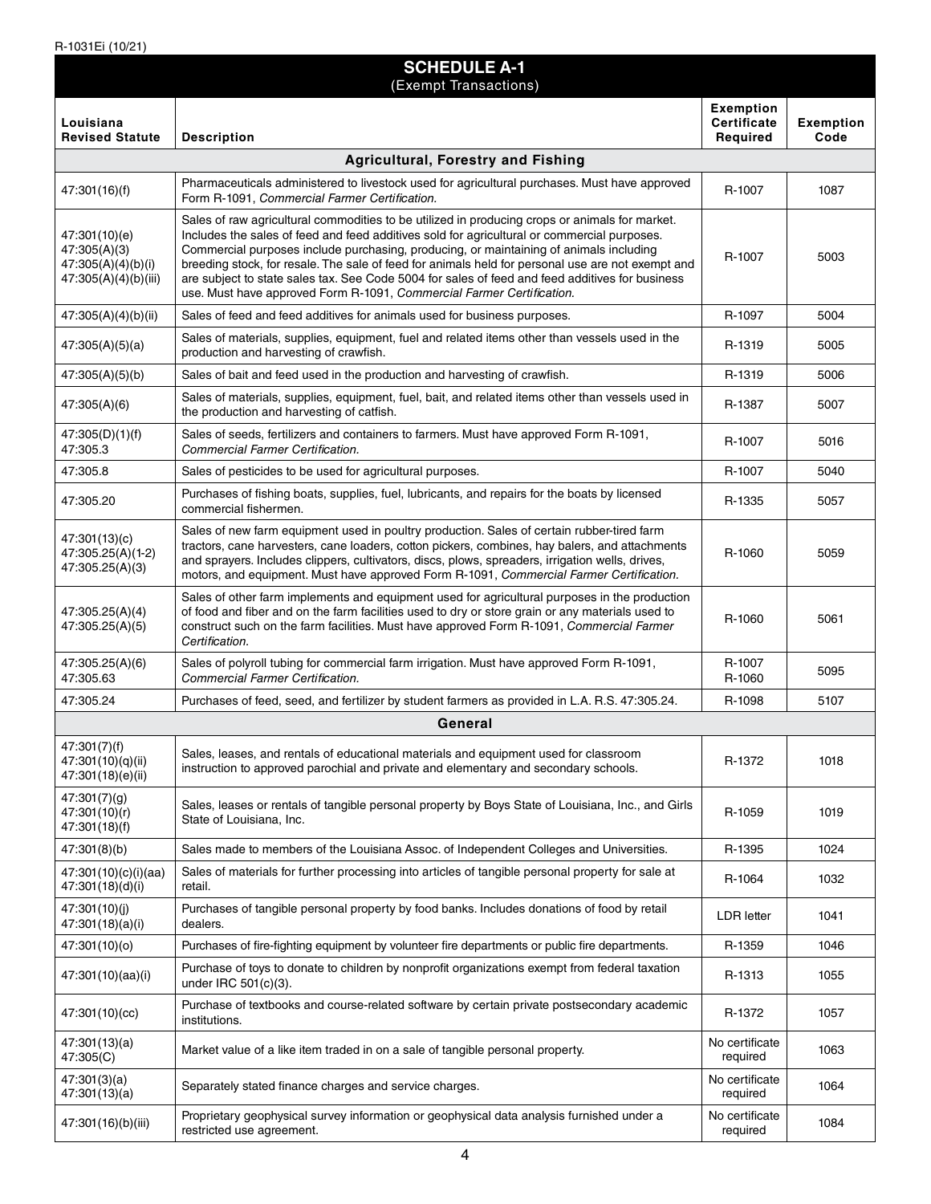R-1031Ei (10/21)

## SCHEDULE A-1

(Exempt Transactions)

| Louisiana Revised Statute | Description | Exemption Certificate Required | Exemption Code |
|---|---|---|---|
| **Agricultural, Forestry and Fishing** | | | |
| 47:301(16)(f) | Pharmaceuticals administered to livestock used for agricultural purchases. Must have approved Form R-1091, *Commercial Farmer Certification.* | R-1007 | 1087 |
| 47:301(10)(e) 47:305(A)(3) 47:305(A)(4)(b)(i) 47:305(A)(4)(b)(iii) | Sales of raw agricultural commodities to be utilized in producing crops or animals for market. Includes the sales of feed and feed additives sold for agricultural or commercial purposes. Commercial purposes include purchasing, producing, or maintaining of animals including breeding stock, for resale. The sale of feed for animals held for personal use are not exempt and are subject to state sales tax. See Code 5004 for sales of feed and feed additives for business use. Must have approved Form R-1091, *Commercial Farmer Certification.* | R-1007 | 5003 |
| 47:305(A)(4)(b)(ii) | Sales of feed and feed additives for animals used for business purposes. | R-1097 | 5004 |
| 47:305(A)(5)(a) | Sales of materials, supplies, equipment, fuel and related items other than vessels used in the production and harvesting of crawfish. | R-1319 | 5005 |
| 47:305(A)(5)(b) | Sales of bait and feed used in the production and harvesting of crawfish. | R-1319 | 5006 |
| 47:305(A)(6) | Sales of materials, supplies, equipment, fuel, bait, and related items other than vessels used in the production and harvesting of catfish. | R-1387 | 5007 |
| 47:305(D)(1)(f) 47:305.3 | Sales of seeds, fertilizers and containers to farmers. Must have approved Form R-1091, *Commercial Farmer Certification.* | R-1007 | 5016 |
| 47:305.8 | Sales of pesticides to be used for agricultural purposes. | R-1007 | 5040 |
| 47:305.20 | Purchases of fishing boats, supplies, fuel, lubricants, and repairs for the boats by licensed commercial fishermen. | R-1335 | 5057 |
| 47:301(13)(c) 47:305.25(A)(1-2) 47:305.25(A)(3) | Sales of new farm equipment used in poultry production. Sales of certain rubber-tired farm tractors, cane harvesters, cane loaders, cotton pickers, combines, hay balers, and attachments and sprayers. Includes clippers, cultivators, discs, plows, spreaders, irrigation wells, drives, motors, and equipment. Must have approved Form R-1091, *Commercial Farmer Certification.* | R-1060 | 5059 |
| 47:305.25(A)(4) 47:305.25(A)(5) | Sales of other farm implements and equipment used for agricultural purposes in the production of food and fiber and on the farm facilities used to dry or store grain or any materials used to construct such on the farm facilities. Must have approved Form R-1091, *Commercial Farmer Certification.* | R-1060 | 5061 |
| 47:305.25(A)(6) 47:305.63 | Sales of polyroll tubing for commercial farm irrigation. Must have approved Form R-1091, *Commercial Farmer Certification.* | R-1007 R-1060 | 5095 |
| 47:305.24 | Purchases of feed, seed, and fertilizer by student farmers as provided in L.A. R.S. 47:305.24. | R-1098 | 5107 |
| **General** | | | |
| 47:301(7)(f) 47:301(10)(q)(ii) 47:301(18)(e)(ii) | Sales, leases, and rentals of educational materials and equipment used for classroom instruction to approved parochial and private and elementary and secondary schools. | R-1372 | 1018 |
| 47:301(7)(g) 47:301(10)(r) 47:301(18)(f) | Sales, leases or rentals of tangible personal property by Boys State of Louisiana, Inc., and Girls State of Louisiana, Inc. | R-1059 | 1019 |
| 47:301(8)(b) | Sales made to members of the Louisiana Assoc. of Independent Colleges and Universities. | R-1395 | 1024 |
| 47:301(10)(c)(i)(aa) 47:301(18)(d)(i) | Sales of materials for further processing into articles of tangible personal property for sale at retail. | R-1064 | 1032 |
| 47:301(10)(j) 47:301(18)(a)(i) | Purchases of tangible personal property by food banks. Includes donations of food by retail dealers. | LDR letter | 1041 |
| 47:301(10)(o) | Purchases of fire-fighting equipment by volunteer fire departments or public fire departments. | R-1359 | 1046 |
| 47:301(10)(aa)(i) | Purchase of toys to donate to children by nonprofit organizations exempt from federal taxation under IRC 501(c)(3). | R-1313 | 1055 |
| 47:301(10)(cc) | Purchase of textbooks and course-related software by certain private postsecondary academic institutions. | R-1372 | 1057 |
| 47:301(13)(a) 47:305(C) | Market value of a like item traded in on a sale of tangible personal property. | No certificate required | 1063 |
| 47:301(3)(a) 47:301(13)(a) | Separately stated finance charges and service charges. | No certificate required | 1064 |
| 47:301(16)(b)(iii) | Proprietary geophysical survey information or geophysical data analysis furnished under a restricted use agreement. | No certificate required | 1084 |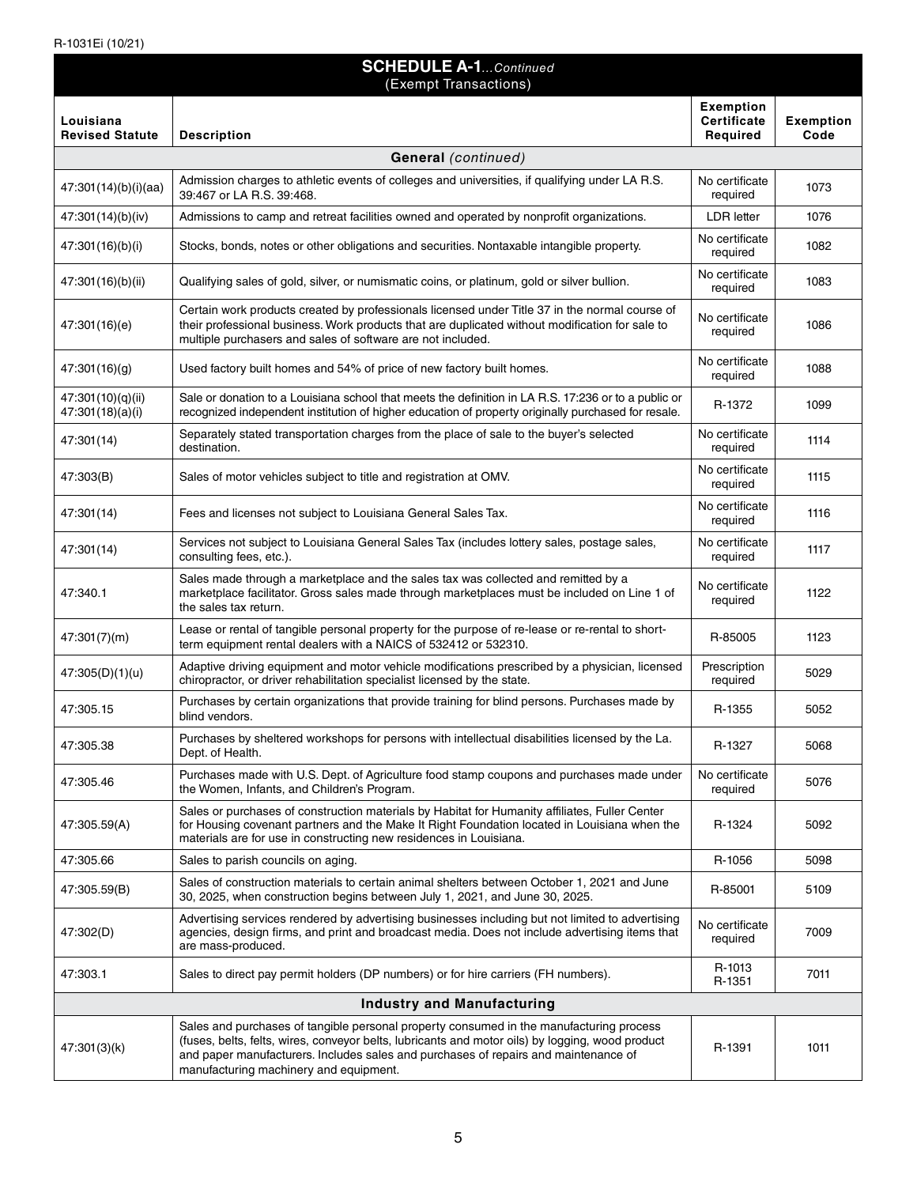## SCHEDULE A-1...*Continued*
(Exempt Transactions)

| Louisiana Revised Statute | Description | Exemption Certificate Required | Exemption Code |
|---|---|---|---|
| **General** *(continued)* | | | |
| 47:301(14)(b)(i)(aa) | Admission charges to athletic events of colleges and universities, if qualifying under LA R.S. 39:467 or LA R.S. 39:468. | No certificate required | 1073 |
| 47:301(14)(b)(iv) | Admissions to camp and retreat facilities owned and operated by nonprofit organizations. | LDR letter | 1076 |
| 47:301(16)(b)(i) | Stocks, bonds, notes or other obligations and securities. Nontaxable intangible property. | No certificate required | 1082 |
| 47:301(16)(b)(ii) | Qualifying sales of gold, silver, or numismatic coins, or platinum, gold or silver bullion. | No certificate required | 1083 |
| 47:301(16)(e) | Certain work products created by professionals licensed under Title 37 in the normal course of their professional business. Work products that are duplicated without modification for sale to multiple purchasers and sales of software are not included. | No certificate required | 1086 |
| 47:301(16)(g) | Used factory built homes and 54% of price of new factory built homes. | No certificate required | 1088 |
| 47:301(10)(q)(ii) 47:301(18)(a)(i) | Sale or donation to a Louisiana school that meets the definition in LA R.S. 17:236 or to a public or recognized independent institution of higher education of property originally purchased for resale. | R-1372 | 1099 |
| 47:301(14) | Separately stated transportation charges from the place of sale to the buyer's selected destination. | No certificate required | 1114 |
| 47:303(B) | Sales of motor vehicles subject to title and registration at OMV. | No certificate required | 1115 |
| 47:301(14) | Fees and licenses not subject to Louisiana General Sales Tax. | No certificate required | 1116 |
| 47:301(14) | Services not subject to Louisiana General Sales Tax (includes lottery sales, postage sales, consulting fees, etc.). | No certificate required | 1117 |
| 47:340.1 | Sales made through a marketplace and the sales tax was collected and remitted by a marketplace facilitator. Gross sales made through marketplaces must be included on Line 1 of the sales tax return. | No certificate required | 1122 |
| 47:301(7)(m) | Lease or rental of tangible personal property for the purpose of re-lease or re-rental to short-term equipment rental dealers with a NAICS of 532412 or 532310. | R-85005 | 1123 |
| 47:305(D)(1)(u) | Adaptive driving equipment and motor vehicle modifications prescribed by a physician, licensed chiropractor, or driver rehabilitation specialist licensed by the state. | Prescription required | 5029 |
| 47:305.15 | Purchases by certain organizations that provide training for blind persons. Purchases made by blind vendors. | R-1355 | 5052 |
| 47:305.38 | Purchases by sheltered workshops for persons with intellectual disabilities licensed by the La. Dept. of Health. | R-1327 | 5068 |
| 47:305.46 | Purchases made with U.S. Dept. of Agriculture food stamp coupons and purchases made under the Women, Infants, and Children's Program. | No certificate required | 5076 |
| 47:305.59(A) | Sales or purchases of construction materials by Habitat for Humanity affiliates, Fuller Center for Housing covenant partners and the Make It Right Foundation located in Louisiana when the materials are for use in constructing new residences in Louisiana. | R-1324 | 5092 |
| 47:305.66 | Sales to parish councils on aging. | R-1056 | 5098 |
| 47:305.59(B) | Sales of construction materials to certain animal shelters between October 1, 2021 and June 30, 2025, when construction begins between July 1, 2021, and June 30, 2025. | R-85001 | 5109 |
| 47:302(D) | Advertising services rendered by advertising businesses including but not limited to advertising agencies, design firms, and print and broadcast media. Does not include advertising items that are mass-produced. | No certificate required | 7009 |
| 47:303.1 | Sales to direct pay permit holders (DP numbers) or for hire carriers (FH numbers). | R-1013 R-1351 | 7011 |
| **Industry and Manufacturing** | | | |
| 47:301(3)(k) | Sales and purchases of tangible personal property consumed in the manufacturing process (fuses, belts, felts, wires, conveyor belts, lubricants and motor oils) by logging, wood product and paper manufacturers. Includes sales and purchases of repairs and maintenance of manufacturing machinery and equipment. | R-1391 | 1011 |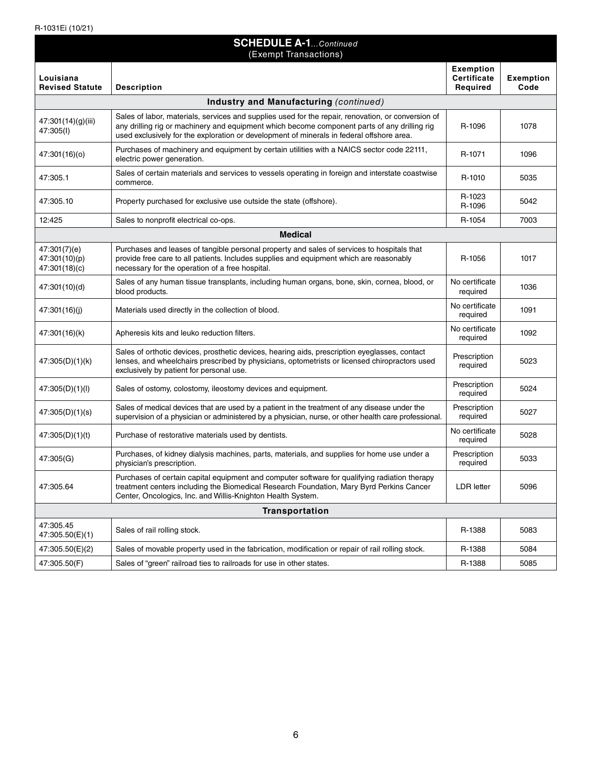## SCHEDULE A-1...*Continued*
(Exempt Transactions)

| Louisiana Revised Statute | Description | Exemption Certificate Required | Exemption Code |
|---|---|---|---|
| | **Industry and Manufacturing** *(continued)* | | |
| 47:301(14)(g)(iii) 47:305(I) | Sales of labor, materials, services and supplies used for the repair, renovation, or conversion of any drilling rig or machinery and equipment which become component parts of any drilling rig used exclusively for the exploration or development of minerals in federal offshore area. | R-1096 | 1078 |
| 47:301(16)(o) | Purchases of machinery and equipment by certain utilities with a NAICS sector code 22111, electric power generation. | R-1071 | 1096 |
| 47:305.1 | Sales of certain materials and services to vessels operating in foreign and interstate coastwise commerce. | R-1010 | 5035 |
| 47:305.10 | Property purchased for exclusive use outside the state (offshore). | R-1023 R-1096 | 5042 |
| 12:425 | Sales to nonprofit electrical co-ops. | R-1054 | 7003 |
| | **Medical** | | |
| 47:301(7)(e) 47:301(10)(p) 47:301(18)(c) | Purchases and leases of tangible personal property and sales of services to hospitals that provide free care to all patients. Includes supplies and equipment which are reasonably necessary for the operation of a free hospital. | R-1056 | 1017 |
| 47:301(10)(d) | Sales of any human tissue transplants, including human organs, bone, skin, cornea, blood, or blood products. | No certificate required | 1036 |
| 47:301(16)(j) | Materials used directly in the collection of blood. | No certificate required | 1091 |
| 47:301(16)(k) | Apheresis kits and leuko reduction filters. | No certificate required | 1092 |
| 47:305(D)(1)(k) | Sales of orthotic devices, prosthetic devices, hearing aids, prescription eyeglasses, contact lenses, and wheelchairs prescribed by physicians, optometrists or licensed chiropractors used exclusively by patient for personal use. | Prescription required | 5023 |
| 47:305(D)(1)(l) | Sales of ostomy, colostomy, ileostomy devices and equipment. | Prescription required | 5024 |
| 47:305(D)(1)(s) | Sales of medical devices that are used by a patient in the treatment of any disease under the supervision of a physician or administered by a physician, nurse, or other health care professional. | Prescription required | 5027 |
| 47:305(D)(1)(t) | Purchase of restorative materials used by dentists. | No certificate required | 5028 |
| 47:305(G) | Purchases, of kidney dialysis machines, parts, materials, and supplies for home use under a physician's prescription. | Prescription required | 5033 |
| 47:305.64 | Purchases of certain capital equipment and computer software for qualifying radiation therapy treatment centers including the Biomedical Research Foundation, Mary Byrd Perkins Cancer Center, Oncologics, Inc. and Willis-Knighton Health System. | LDR letter | 5096 |
| | **Transportation** | | |
| 47:305.45 47:305.50(E)(1) | Sales of rail rolling stock. | R-1388 | 5083 |
| 47:305.50(E)(2) | Sales of movable property used in the fabrication, modification or repair of rail rolling stock. | R-1388 | 5084 |
| 47:305.50(F) | Sales of "green" railroad ties to railroads for use in other states. | R-1388 | 5085 |